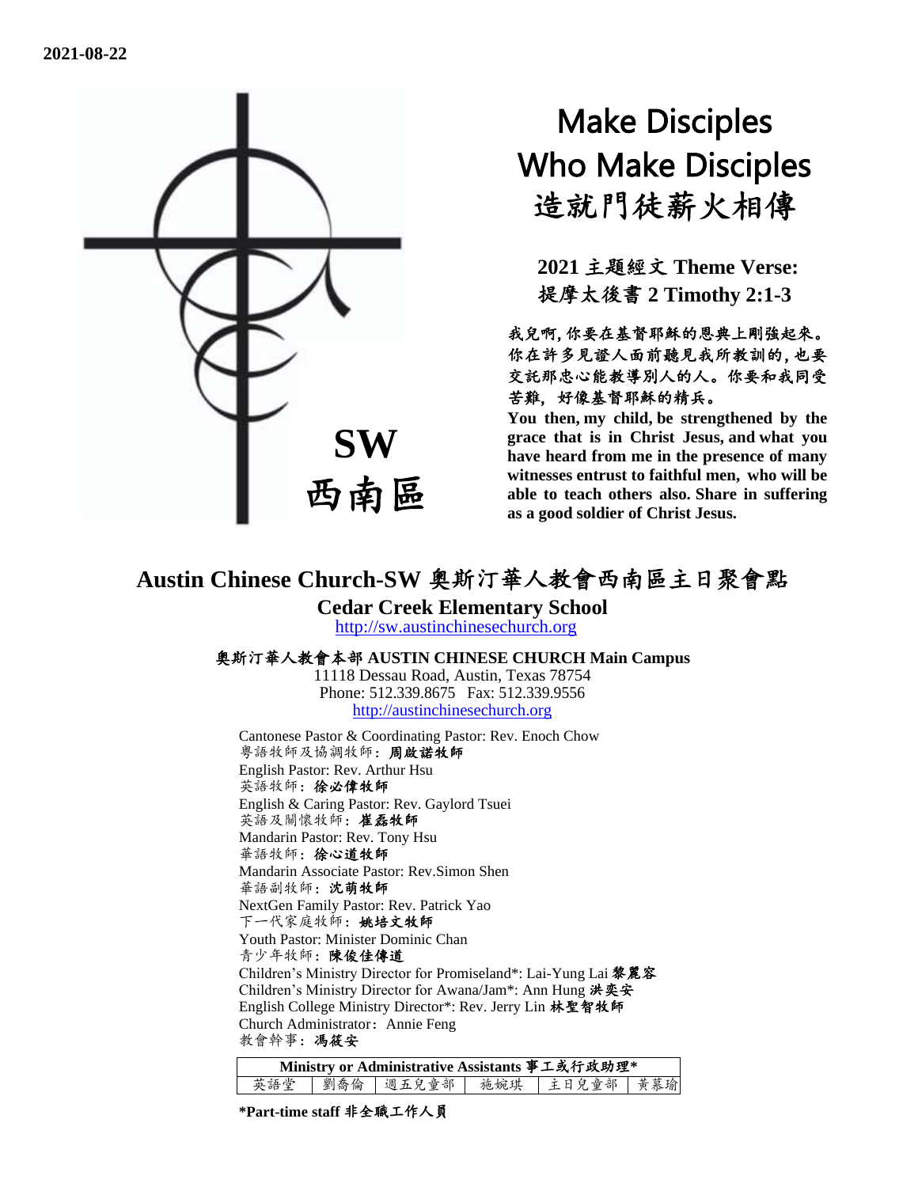**2021-08-22**

**SW**
**西南區**

# Make Disciples Who Make Disciples
# 造就門徒薪火相傳

**2021 主題經文 Theme Verse:**
**提摩太後書 2 Timothy 2:1-3**

**我兒啊,你要在基督耶穌的恩典上剛強起來。你在許多見證人面前聽見我所教訓的,也要交託那忠心能教導別人的人。你要和我同受苦難,好像基督耶穌的精兵。**

**You then, my child, be strengthened by the grace that is in Christ Jesus, and what you have heard from me in the presence of many witnesses entrust to faithful men, who will be able to teach others also. Share in suffering as a good soldier of Christ Jesus.**

## Austin Chinese Church-SW 奧斯汀華人教會西南區主日聚會點

**Cedar Creek Elementary School**
http://sw.austinchinesechurch.org

**奧斯汀華人教會本部 AUSTIN CHINESE CHURCH Main Campus**
11118 Dessau Road, Austin, Texas 78754
Phone: 512.339.8675 Fax: 512.339.9556
http://austinchinesechurch.org

Cantonese Pastor & Coordinating Pastor: Rev. Enoch Chow
粵語牧師及協調牧師: **周啟諾牧師**
English Pastor: Rev. Arthur Hsu
英語牧師: **徐必偉牧師**
English & Caring Pastor: Rev. Gaylord Tsuei
英語及關懷牧師: **崔磊牧師**
Mandarin Pastor: Rev. Tony Hsu
華語牧師: **徐心道牧師**
Mandarin Associate Pastor: Rev.Simon Shen
華語副牧師: **沈萌牧師**
NextGen Family Pastor: Rev. Patrick Yao
下一代家庭牧師: **姚培文牧師**
Youth Pastor: Minister Dominic Chan
青少年牧師: **陳俊佳傳道**
Children's Ministry Director for Promiseland*: Lai-Yung Lai **黎麗容**
Children's Ministry Director for Awana/Jam*: Ann Hung **洪奕安**
English College Ministry Director*: Rev. Jerry Lin **林聖智牧師**
Church Administrator: Annie Feng
教會幹事: **馮筱安**

| Ministry or Administrative Assistants 事工或行政助理* | | | | | |
|---|---|---|---|---|---|
| 英語堂 | 劉喬倫 | 週五兒童部 | 施婉琪 | 主日兒童部 | 黃慕瑜 |

**\*Part-time staff 非全職工作人員**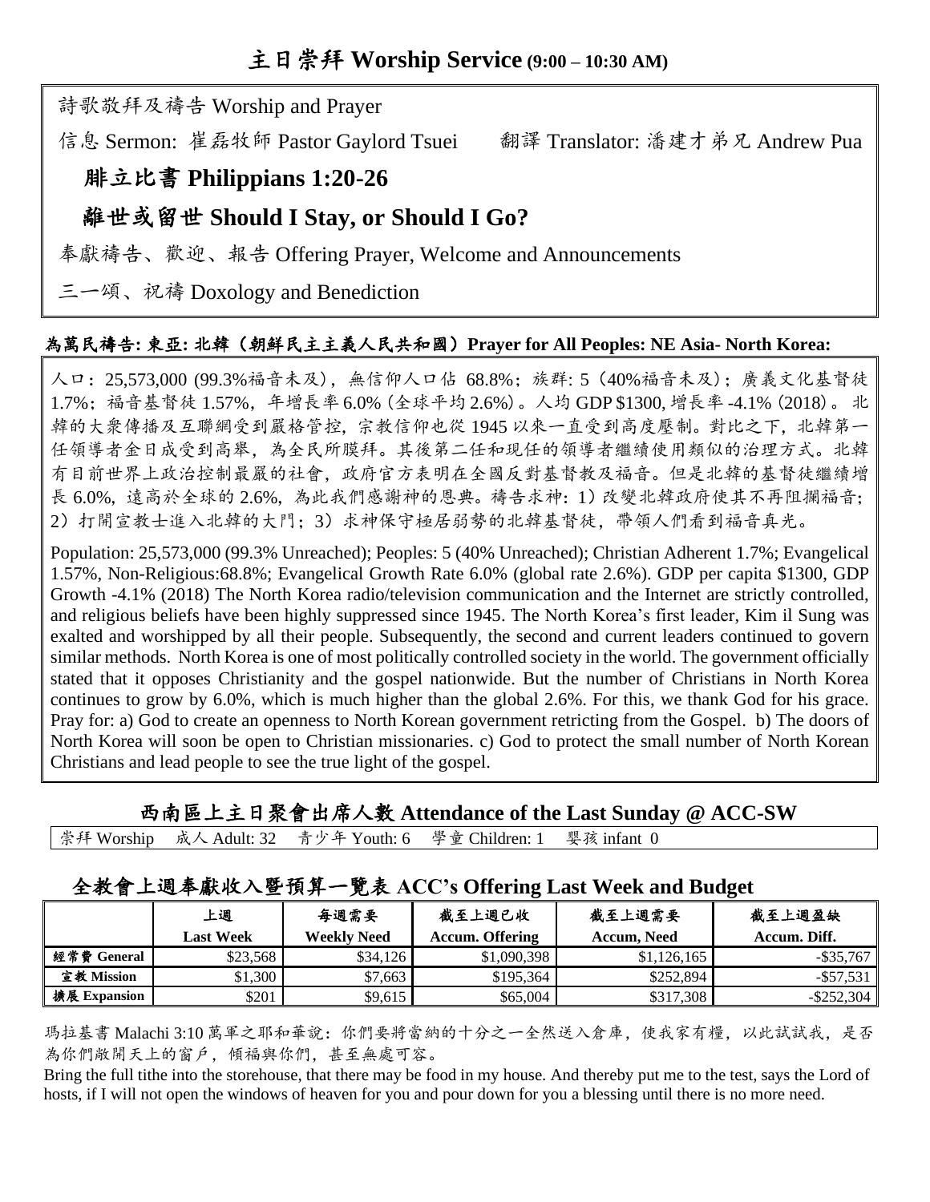# 主日崇拜 Worship Service (9:00 – 10:30 AM)

詩歌敬拜及禱告 Worship and Prayer

信息 Sermon: 崔磊牧師 Pastor Gaylord Tsuei　　翻譯 Translator: 潘建才弟兄 Andrew Pua

**腓立比書 Philippians 1:20-26**

**離世或留世 Should I Stay, or Should I Go?**

奉獻禱告、歡迎、報告 Offering Prayer, Welcome and Announcements

三一頌、祝禱 Doxology and Benediction

**為萬民禱告: 東亞: 北韓（朝鮮民主主義人民共和國）Prayer for All Peoples: NE Asia- North Korea:**

人口：25,573,000 (99.3%福音未及)，無信仰人口佔 68.8%；族群: 5（40%福音未及）；廣義文化基督徒 1.7%；福音基督徒 1.57%，年增長率 6.0% (全球平均 2.6%)。人均 GDP $1300, 增長率 -4.1% (2018)。 北韓的大眾傳播及互聯網受到嚴格管控，宗教信仰也從 1945 以來一直受到高度壓制。對比之下，北韓第一任領導者金日成受到高舉，為全民所膜拜。其後第二任和現任的領導者繼續使用類似的治理方式。北韓有目前世界上政治控制最嚴的社會，政府官方表明在全國反對基督教及福音。但是北韓的基督徒繼續增長 6.0%，遠高於全球的 2.6%，為此我們感謝神的恩典。禱告求神：1）改變北韓政府使其不再阻攔福音；2）打開宣教士進入北韓的大門；3）求神保守極居弱勢的北韓基督徒，帶領人們看到福音真光。

Population: 25,573,000 (99.3% Unreached); Peoples: 5 (40% Unreached); Christian Adherent 1.7%; Evangelical 1.57%, Non-Religious:68.8%; Evangelical Growth Rate 6.0% (global rate 2.6%). GDP per capita $1300, GDP Growth -4.1% (2018) The North Korea radio/television communication and the Internet are strictly controlled, and religious beliefs have been highly suppressed since 1945. The North Korea's first leader, Kim il Sung was exalted and worshipped by all their people. Subsequently, the second and current leaders continued to govern similar methods. North Korea is one of most politically controlled society in the world. The government officially stated that it opposes Christianity and the gospel nationwide. But the number of Christians in North Korea continues to grow by 6.0%, which is much higher than the global 2.6%. For this, we thank God for his grace. Pray for: a) God to create an openness to North Korean government retricting from the Gospel. b) The doors of North Korea will soon be open to Christian missionaries. c) God to protect the small number of North Korean Christians and lead people to see the true light of the gospel.

## 西南區上主日聚會出席人數 Attendance of the Last Sunday @ ACC-SW

崇拜 Worship　成人 Adult: 32　青少年 Youth: 6　學童 Children: 1　嬰孩 infant 0

## 全教會上週奉獻收入暨預算一覽表 ACC's Offering Last Week and Budget

| | 上週 Last Week | 每週需要 Weekly Need | 截至上週已收 Accum. Offering | 截至上週需要 Accum. Need | 截至上週盈缺 Accum. Diff. |
|---|---|---|---|---|---|
| 經常費 General | $23,568 | $34,126 | $1,090,398 | $1,126,165 | -$35,767 |
| 宣教 Mission | $1,300 | $7,663 | $195,364 | $252,894 | -$57,531 |
| 擴展 Expansion | $201 | $9,615 | $65,004 | $317,308 | -$252,304 |

瑪拉基書 Malachi 3:10 萬軍之耶和華說：你們要將當納的十分之一全然送入倉庫，使我家有糧，以此試試我，是否為你們敞開天上的窗戶，傾福與你們，甚至無處可容。

Bring the full tithe into the storehouse, that there may be food in my house. And thereby put me to the test, says the Lord of hosts, if I will not open the windows of heaven for you and pour down for you a blessing until there is no more need.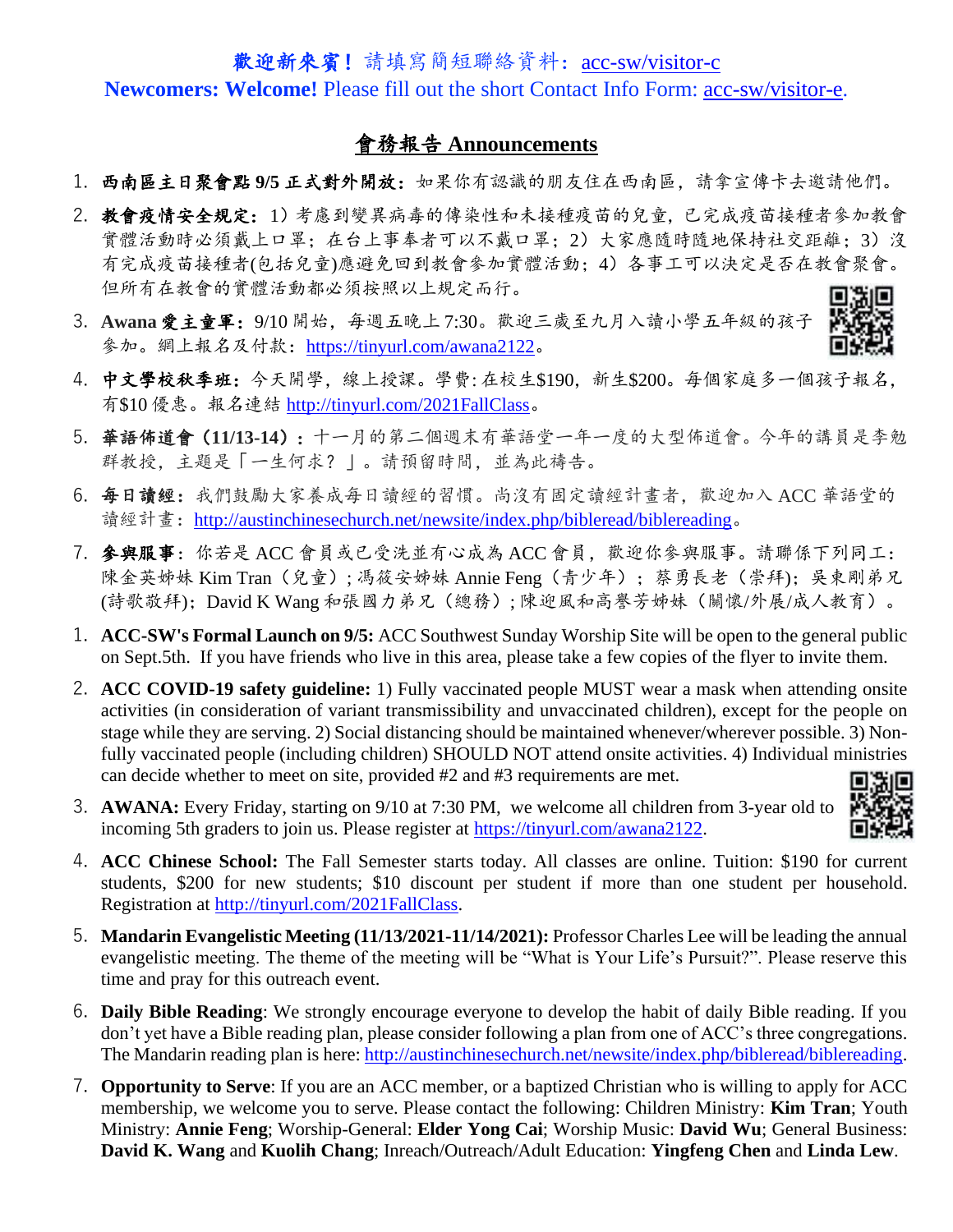**歡迎新來賓！** 請填寫簡短聯絡資料：acc-sw/visitor-c

**Newcomers: Welcome!** Please fill out the short Contact Info Form: acc-sw/visitor-e.

## 會務報告 Announcements

1. **西南區主日聚會點 9/5 正式對外開放**：如果你有認識的朋友住在西南區，請拿宣傳卡去邀請他們。
2. **教會疫情安全規定**：1）考慮到變異病毒的傳染性和未接種疫苗的兒童，已完成疫苗接種者參加教會實體活動時必須戴上口罩；在台上事奉者可以不戴口罩；2）大家應隨時隨地保持社交距離；3）沒有完成疫苗接種者(包括兒童)應避免回到教會參加實體活動；4）各事工可以決定是否在教會聚會。但所有在教會的實體活動都必須按照以上規定而行。
3. **Awana 愛主童軍**：9/10 開始，每週五晚上 7:30。歡迎三歲至九月入讀小學五年級的孩子參加。網上報名及付款：https://tinyurl.com/awana2122。
4. **中文學校秋季班**：今天開學，線上授課。學費:在校生$190，新生$200。每個家庭多一個孩子報名，有$10 優惠。報名連結 http://tinyurl.com/2021FallClass。
5. **華語佈道會（11/13-14）**：十一月的第二個週末有華語堂一年一度的大型佈道會。今年的講員是李勉群教授，主題是「一生何求？」。請預留時間，並為此禱告。
6. **每日讀經**：我們鼓勵大家養成每日讀經的習慣。尚沒有固定讀經計畫者，歡迎加入 ACC 華語堂的讀經計畫：http://austinchinesechurch.net/newsite/index.php/bibleread/biblereading。
7. **參與服事**：你若是 ACC 會員或已受洗並有心成為 ACC 會員，歡迎你參與服事。請聯係下列同工：陳金英姊妹 Kim Tran（兒童）；馮筱安姊妹 Annie Feng（青少年）；蔡勇長老（崇拜）；吳東剛弟兄(詩歌敬拜)；David K Wang 和張國力弟兄（總務）；陳迎風和高譽芳姊妹（關懷/外展/成人教育）。

1. **ACC-SW's Formal Launch on 9/5:** ACC Southwest Sunday Worship Site will be open to the general public on Sept.5th. If you have friends who live in this area, please take a few copies of the flyer to invite them.
2. **ACC COVID-19 safety guideline:** 1) Fully vaccinated people MUST wear a mask when attending onsite activities (in consideration of variant transmissibility and unvaccinated children), except for the people on stage while they are serving. 2) Social distancing should be maintained whenever/wherever possible. 3) Non-fully vaccinated people (including children) SHOULD NOT attend onsite activities. 4) Individual ministries can decide whether to meet on site, provided #2 and #3 requirements are met.
3. **AWANA:** Every Friday, starting on 9/10 at 7:30 PM, we welcome all children from 3-year old to incoming 5th graders to join us. Please register at https://tinyurl.com/awana2122.
4. **ACC Chinese School:** The Fall Semester starts today. All classes are online. Tuition: $190 for current students, $200 for new students; $10 discount per student if more than one student per household. Registration at http://tinyurl.com/2021FallClass.
5. **Mandarin Evangelistic Meeting (11/13/2021-11/14/2021):** Professor Charles Lee will be leading the annual evangelistic meeting. The theme of the meeting will be "What is Your Life's Pursuit?". Please reserve this time and pray for this outreach event.
6. **Daily Bible Reading**: We strongly encourage everyone to develop the habit of daily Bible reading. If you don't yet have a Bible reading plan, please consider following a plan from one of ACC's three congregations. The Mandarin reading plan is here: http://austinchinesechurch.net/newsite/index.php/bibleread/biblereading.
7. **Opportunity to Serve**: If you are an ACC member, or a baptized Christian who is willing to apply for ACC membership, we welcome you to serve. Please contact the following: Children Ministry: **Kim Tran**; Youth Ministry: **Annie Feng**; Worship-General: **Elder Yong Cai**; Worship Music: **David Wu**; General Business: **David K. Wang** and **Kuolih Chang**; Inreach/Outreach/Adult Education: **Yingfeng Chen** and **Linda Lew**.